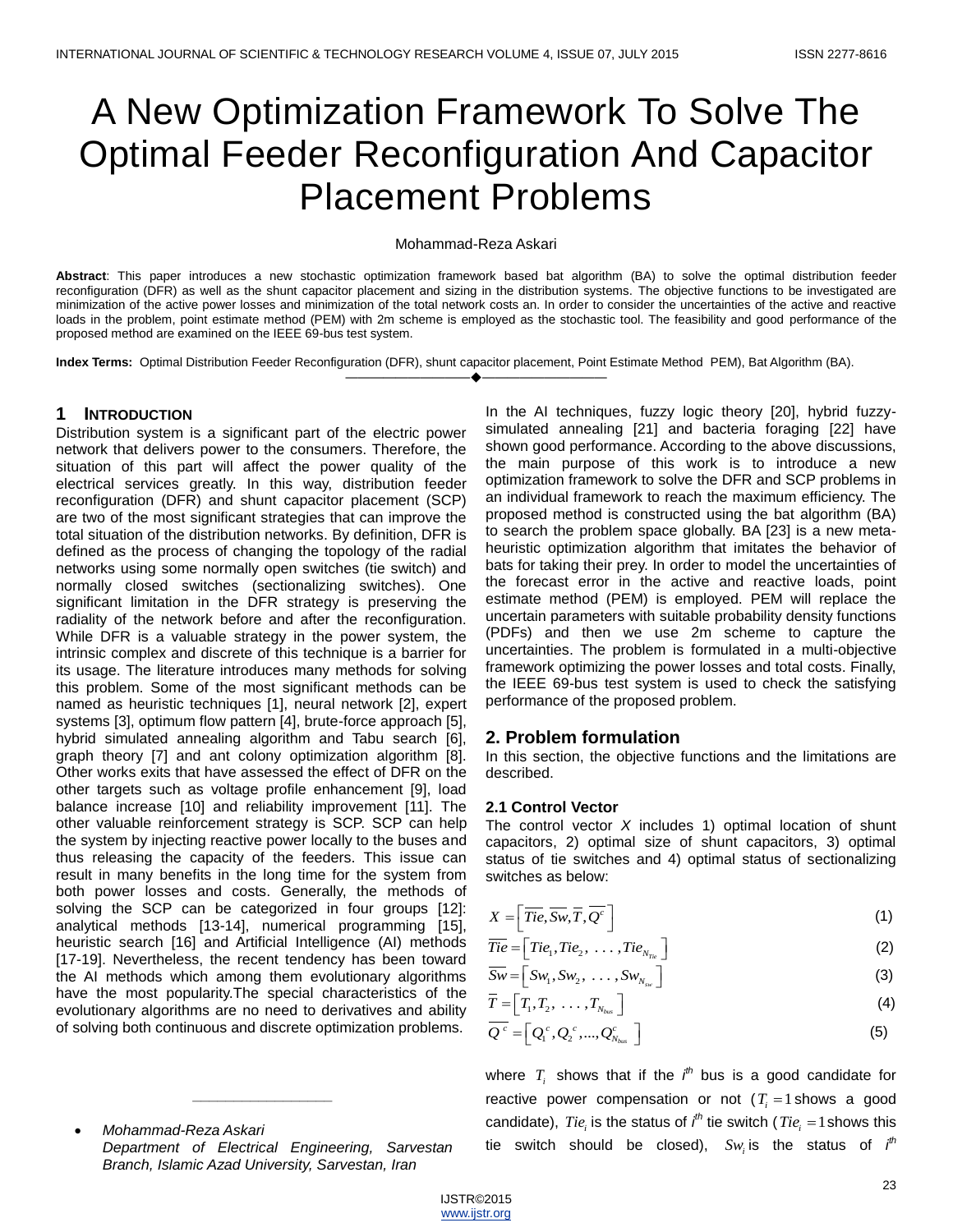# A New Optimization Framework To Solve The Optimal Feeder Reconfiguration And Capacitor Placement Problems

Mohammad-Reza Askari

**Abstract**: This paper introduces a new stochastic optimization framework based bat algorithm (BA) to solve the optimal distribution feeder reconfiguration (DFR) as well as the shunt capacitor placement and sizing in the distribution systems. The objective functions to be investigated are minimization of the active power losses and minimization of the total network costs an. In order to consider the uncertainties of the active and reactive loads in the problem, point estimate method (PEM) with 2m scheme is employed as the stochastic tool. The feasibility and good performance of the proposed method are examined on the IEEE 69-bus test system.

**Index Terms:** Optimal Distribution Feeder Reconfiguration (DFR), shunt capacitor placement, Point Estimate Method PEM), Bat Algorithm (BA).

## 1 INTRODUCTION

Distribution system is a significant part of the electric power network that delivers power to the consumers. Therefore, the situation of this part will affect the power quality of the electrical services greatly. In this way, distribution feeder reconfiguration (DFR) and shunt capacitor placement (SCP) are two of the most significant strategies that can improve the total situation of the distribution networks. By definition, DFR is defined as the process of changing the topology of the radial networks using some normally open switches (tie switch) and normally closed switches (sectionalizing switches). One significant limitation in the DFR strategy is preserving the radiality of the network before and after the reconfiguration. While DFR is a valuable strategy in the power system, the intrinsic complex and discrete of this technique is a barrier for its usage. The literature introduces many methods for solving this problem. Some of the most significant methods can be named as heuristic techniques [1], neural network [2], expert systems [3], optimum flow pattern [4], brute-force approach [5], hybrid simulated annealing algorithm and Tabu search [6], graph theory [7] and ant colony optimization algorithm [8]. Other works exits that have assessed the effect of DFR on the other targets such as voltage profile enhancement [9], load balance increase [10] and reliability improvement [11]. The other valuable reinforcement strategy is SCP. SCP can help the system by injecting reactive power locally to the buses and thus releasing the capacity of the feeders. This issue can result in many benefits in the long time for the system from both power losses and costs. Generally, the methods of solving the SCP can be categorized in four groups [12]: analytical methods [13-14], numerical programming [15], heuristic search [16] and Artificial Intelligence (AI) methods [17-19]. Nevertheless, the recent tendency has been toward the AI methods which among them evolutionary algorithms have the most popularity.The special characteristics of the evolutionary algorithms are no need to derivatives and ability of solving both continuous and discrete optimization problems. In the AI techniques, fuzzy logic theory [20], hybrid fuzzy-simulated annealing [21] and bacteria foraging [22] have shown good performance. According to the above discussions, the main purpose of this work is to introduce a new optimization framework to solve the DFR and SCP problems in an individual framework to reach the maximum efficiency. The proposed method is constructed using the bat algorithm (BA) to search the problem space globally. BA [23] is a new meta-heuristic optimization algorithm that imitates the behavior of bats for taking their prey. In order to model the uncertainties of the forecast error in the active and reactive loads, point estimate method (PEM) is employed. PEM will replace the uncertain parameters with suitable probability density functions (PDFs) and then we use 2m scheme to capture the uncertainties. The problem is formulated in a multi-objective framework optimizing the power losses and total costs. Finally, the IEEE 69-bus test system is used to check the satisfying performance of the proposed problem.

## 2. Problem formulation

In this section, the objective functions and the limitations are described.

### 2.1 Control Vector

The control vector *X* includes 1) optimal location of shunt capacitors, 2) optimal size of shunt capacitors, 3) optimal status of tie switches and 4) optimal status of sectionalizing switches as below:

$$X = \left[ \overline{Tie}, \overline{Sw}, \overline{T}, \overline{Q^c} \right] \tag{1}$$

$$\overline{Tie} = \left[ Tie_1, Tie_2, \ \ldots \ , Tie_{N_{Tie}} \right] \tag{2}$$

$$\overline{Sw} = \left[ Sw_1, Sw_2, \ \ldots \ , Sw_{N_{sw}} \right] \tag{3}$$

$$\overline{T} = \left[ T_1, T_2, \ \ldots \ , T_{N_{bus}} \right] \tag{4}$$

$$\overline{Q^c} = \left[ Q_1^c, Q_2^c, ..., Q_{N_{bus}}^c \right] \tag{5}$$

where $T_i$ shows that if the $i^{th}$ bus is a good candidate for reactive power compensation or not ($T_i = 1$ shows a good candidate), $Tie_i$ is the status of $i^{th}$ tie switch ($Tie_i = 1$ shows this tie switch should be closed), $Sw_i$ is the status of $i^{th}$

---

- *Mohammad-Reza Askari*
  *Department of Electrical Engineering, Sarvestan Branch, Islamic Azad University, Sarvestan, Iran*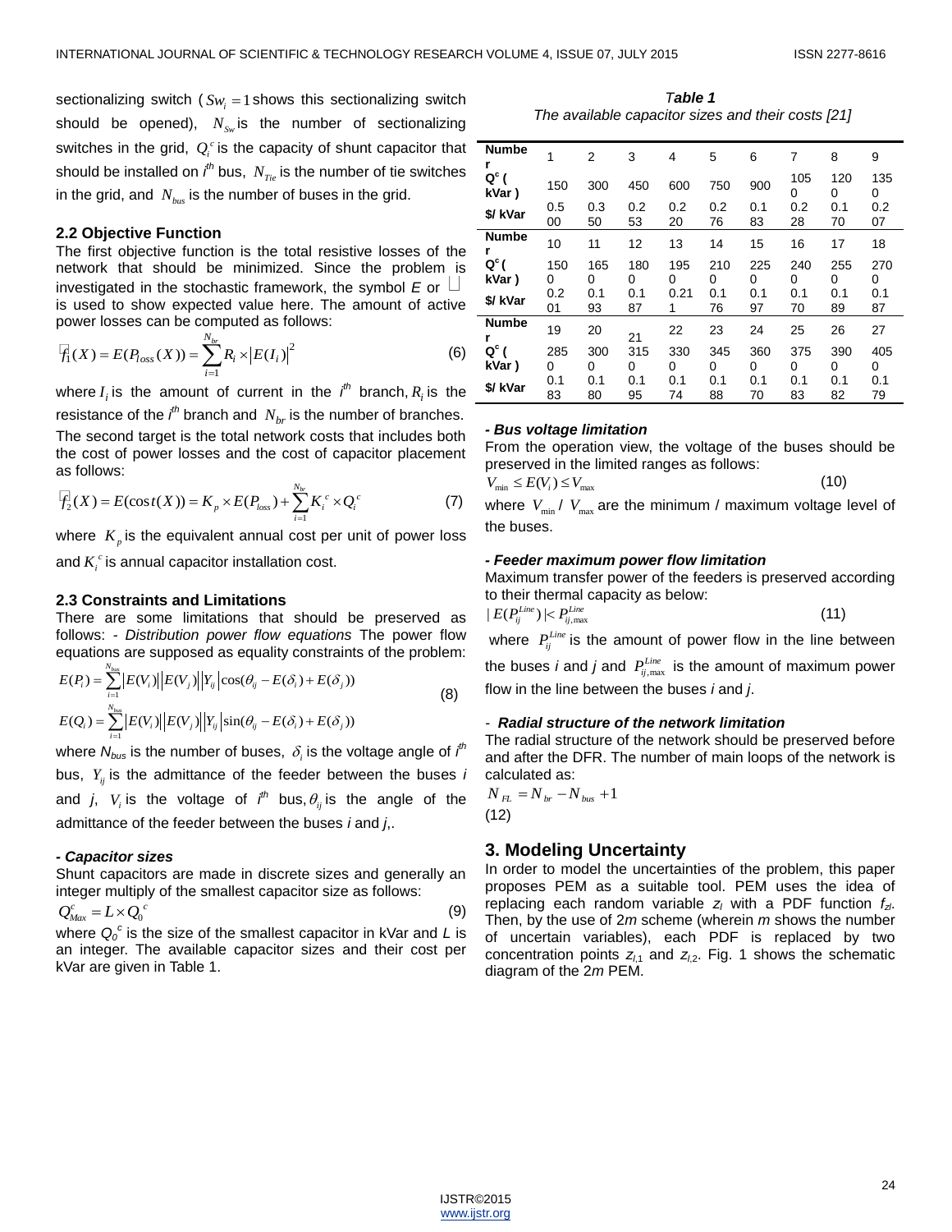sectionalizing switch ( $Sw_i = 1$ shows this sectionalizing switch should be opened), $N_{Sw}$ is the number of sectionalizing switches in the grid, $Q_i^c$ is the capacity of shunt capacitor that should be installed on $i^{th}$ bus, $N_{Tie}$ is the number of tie switches in the grid, and $N_{bus}$ is the number of buses in the grid.

### 2.2 Objective Function

The first objective function is the total resistive losses of the network that should be minimized. Since the problem is investigated in the stochastic framework, the symbol *E* or $\square$ is used to show expected value here. The amount of active power losses can be computed as follows:

$$f_1(X) = E(P_{loss}(X)) = \sum_{i=1}^{N_{br}} R_i \times |E(I_i)|^2 \tag{6}$$

where $I_i$ is the amount of current in the $i^{th}$ branch, $R_i$ is the resistance of the $i^{th}$ branch and $N_{br}$ is the number of branches. The second target is the total network costs that includes both the cost of power losses and the cost of capacitor placement as follows:

$$f_2(X) = E(\cos t(X)) = K_p \times E(P_{loss}) + \sum_{i=1}^{N_{br}} K_i^c \times Q_i^c \tag{7}$$

where $K_p$ is the equivalent annual cost per unit of power loss and $K_i^c$ is annual capacitor installation cost.

### 2.3 Constraints and Limitations

There are some limitations that should be preserved as follows: - *Distribution power flow equations* The power flow equations are supposed as equality constraints of the problem:

$$E(P_i) = \sum_{i=1}^{N_{bus}} |E(V_i)||E(V_j)||Y_{ij}| \cos(\theta_{ij} - E(\delta_i) + E(\delta_j))$$
$$E(Q_i) = \sum_{i=1}^{N_{bus}} |E(V_i)||E(V_j)||Y_{ij}| \sin(\theta_{ij} - E(\delta_i) + E(\delta_j)) \tag{8}$$

where $N_{bus}$ is the number of buses, $\delta_i$ is the voltage angle of $i^{th}$ bus, $Y_{ij}$ is the admittance of the feeder between the buses *i* and *j*, $V_i$ is the voltage of $i^{th}$ bus, $\theta_{ij}$ is the angle of the admittance of the feeder between the buses *i* and *j*,.

***- Capacitor sizes***

Shunt capacitors are made in discrete sizes and generally an integer multiply of the smallest capacitor size as follows:

$$Q_{Max}^c = L \times Q_0^c \tag{9}$$

where $Q_0^c$ is the size of the smallest capacitor in kVar and *L* is an integer. The available capacitor sizes and their cost per kVar are given in Table 1.

***Table 1***
*The available capacitor sizes and their costs [21]*

| Number | 1 | 2 | 3 | 4 | 5 | 6 | 7 | 8 | 9 |
|---|---|---|---|---|---|---|---|---|---|
| $Q^c$ ( kVar ) | 150 | 300 | 450 | 600 | 750 | 900 | 1050 | 1200 | 1350 |
| $/ kVar | 0.500 | 0.350 | 0.253 | 0.220 | 0.276 | 0.183 | 0.228 | 0.170 | 0.207 |
| **Number** | 10 | 11 | 12 | 13 | 14 | 15 | 16 | 17 | 18 |
| $Q^c$ ( kVar ) | 1500 | 1650 | 1800 | 1950 | 2100 | 2250 | 2400 | 2550 | 2700 |
| $/ kVar | 0.201 | 0.193 | 0.187 | 0.211 | 0.176 | 0.197 | 0.170 | 0.189 | 0.187 |
| **Number** | 19 | 20 | 21 | 22 | 23 | 24 | 25 | 26 | 27 |
| $Q^c$ ( kVar ) | 2850 | 3000 | 3150 | 3300 | 3450 | 3600 | 3750 | 3900 | 4050 |
| $/ kVar | 0.183 | 0.180 | 0.195 | 0.174 | 0.188 | 0.170 | 0.183 | 0.182 | 0.179 |

***- Bus voltage limitation***

From the operation view, the voltage of the buses should be preserved in the limited ranges as follows:

$$V_{\min} \le E(V_i) \le V_{\max} \tag{10}$$

where $V_{\min}$ / $V_{\max}$ are the minimum / maximum voltage level of the buses.

***- Feeder maximum power flow limitation***

Maximum transfer power of the feeders is preserved according to their thermal capacity as below:

$$|E(P_{ij}^{Line})| < P_{ij,\max}^{Line} \tag{11}$$

where $P_{ij}^{Line}$ is the amount of power flow in the line between the buses *i* and *j* and $P_{ij,\max}^{Line}$ is the amount of maximum power flow in the line between the buses *i* and *j*.

*- **Radial structure of the network limitation***

The radial structure of the network should be preserved before and after the DFR. The number of main loops of the network is calculated as:

$$N_{FL} = N_{br} - N_{bus} + 1 \tag{12}$$

## 3. Modeling Uncertainty

In order to model the uncertainties of the problem, this paper proposes PEM as a suitable tool. PEM uses the idea of replacing each random variable $z_l$ with a PDF function $f_{zl}$. Then, by the use of 2*m* scheme (wherein *m* shows the number of uncertain variables), each PDF is replaced by two concentration points $z_{l,1}$ and $z_{l,2}$. Fig. 1 shows the schematic diagram of the 2*m* PEM.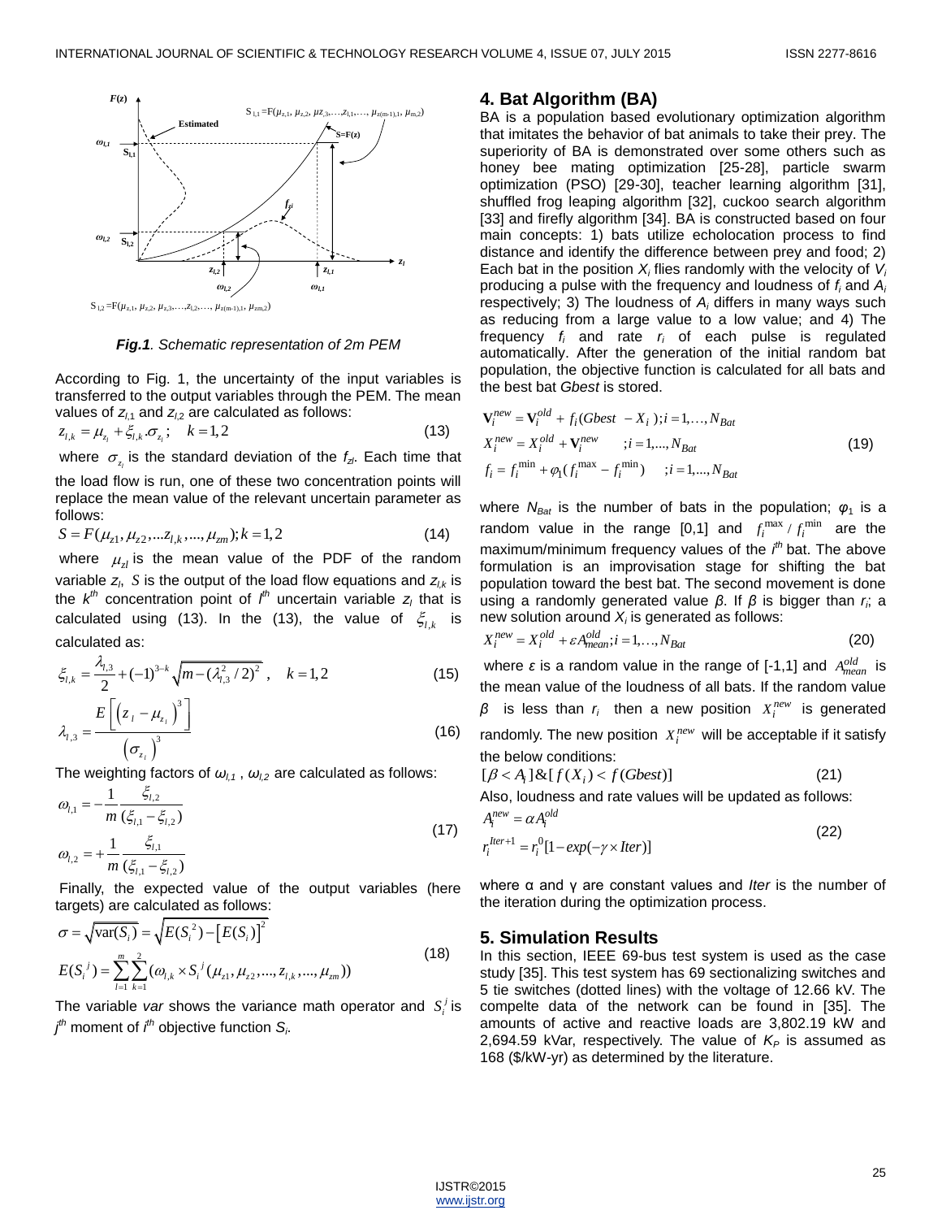*Fig.1. Schematic representation of 2m PEM*

According to Fig. 1, the uncertainty of the input variables is transferred to the output variables through the PEM. The mean values of $z_{l,1}$ and $z_{l,2}$ are calculated as follows:

$$z_{l,k} = \mu_{z_l} + \xi_{l,k}.\sigma_{z_l}; \quad k = 1,2 \tag{13}$$

where $\sigma_{z_l}$ is the standard deviation of the $f_{zl}$. Each time that the load flow is run, one of these two concentration points will replace the mean value of the relevant uncertain parameter as follows:

$$S = F(\mu_{z1}, \mu_{z2}, ...z_{l,k}, ..., \mu_{zm}); k = 1,2 \tag{14}$$

where $\mu_{zl}$ is the mean value of the PDF of the random variable $z_l$, $S$ is the output of the load flow equations and $z_{l,k}$ is the $k^{th}$ concentration point of $l^{th}$ uncertain variable $z_l$ that is calculated using (13). In the (13), the value of $\xi_{l,k}$ is calculated as:

$$\xi_{l,k} = \frac{\lambda_{l,3}}{2} + (-1)^{3-k}\sqrt{m - (\lambda_{l,3}^2/2)^2}, \quad k = 1,2 \tag{15}$$

$$\lambda_{l,3} = \frac{E\left[\left(z_l - \mu_{z_l}\right)^3\right]}{\left(\sigma_{z_l}\right)^3} \tag{16}$$

The weighting factors of $\omega_{l,1}$, $\omega_{l,2}$ are calculated as follows:

$$\omega_{l,1} = -\frac{1}{m}\frac{\xi_{l,2}}{(\xi_{l,1} - \xi_{l,2})}$$
$$\omega_{l,2} = +\frac{1}{m}\frac{\xi_{l,1}}{(\xi_{l,1} - \xi_{l,2})} \tag{17}$$

Finally, the expected value of the output variables (here targets) are calculated as follows:

$$\sigma = \sqrt{\text{var}(S_i)} = \sqrt{E(S_i^{\,2}) - \left[E(S_i)\right]^2}$$
$$E(S_i^{\,j}) = \sum_{l=1}^{m}\sum_{k=1}^{2}(\omega_{l,k} \times S_i^{\,j}(\mu_{z1}, \mu_{z2}, ..., z_{l,k}, ..., \mu_{zm})) \tag{18}$$

The variable *var* shows the variance math operator and $S_i^j$ is $j^{th}$ moment of $i^{th}$ objective function $S_i$.

## 4. Bat Algorithm (BA)

BA is a population based evolutionary optimization algorithm that imitates the behavior of bat animals to take their prey. The superiority of BA is demonstrated over some others such as honey bee mating optimization [25-28], particle swarm optimization (PSO) [29-30], teacher learning algorithm [31], shuffled frog leaping algorithm [32], cuckoo search algorithm [33] and firefly algorithm [34]. BA is constructed based on four main concepts: 1) bats utilize echolocation process to find distance and identify the difference between prey and food; 2) Each bat in the position $X_i$ flies randomly with the velocity of $V_i$ producing a pulse with the frequency and loudness of $f_i$ and $A_i$ respectively; 3) The loudness of $A_i$ differs in many ways such as reducing from a large value to a low value; and 4) The frequency $f_i$ and rate $r_i$ of each pulse is regulated automatically. After the generation of the initial random bat population, the objective function is calculated for all bats and the best bat *Gbest* is stored.

$$\mathbf{V}_i^{new} = \mathbf{V}_i^{old} + f_i(Gbest - X_i); i = 1, \dots, N_{Bat}$$
$$X_i^{new} = X_i^{old} + \mathbf{V}_i^{new} \quad ; i = 1, ..., N_{Bat} \tag{19}$$
$$f_i = f_i^{\min} + \varphi_1(f_i^{\max} - f_i^{\min}) \quad ; i = 1, ..., N_{Bat}$$

where $N_{Bat}$ is the number of bats in the population; $\varphi_1$ is a random value in the range [0,1] and $f_i^{\max}/f_i^{\min}$ are the maximum/minimum frequency values of the $i^{th}$ bat. The above formulation is an improvisation stage for shifting the bat population toward the best bat. The second movement is done using a randomly generated value $\beta$. If $\beta$ is bigger than $r_i$; a new solution around $X_i$ is generated as follows:

$$X_i^{new} = X_i^{old} + \varepsilon A_{mean}^{old}; i = 1, \dots, N_{Bat} \tag{20}$$

where $\varepsilon$ is a random value in the range of [-1,1] and $A_{mean}^{old}$ is the mean value of the loudness of all bats. If the random value $\beta$ is less than $r_i$ then a new position $X_i^{new}$ is generated randomly. The new position $X_i^{new}$ will be acceptable if it satisfy the below conditions:

$$[\beta < A_i] \& [f(X_i) < f(Gbest)] \tag{21}$$

Also, loudness and rate values will be updated as follows:

$$A_i^{new} = \alpha A_i^{old}$$
$$r_i^{Iter+1} = r_i^0[1 - exp(-\gamma \times Iter)] \tag{22}$$

where α and γ are constant values and *Iter* is the number of the iteration during the optimization process.

## 5. Simulation Results

In this section, IEEE 69-bus test system is used as the case study [35]. This test system has 69 sectionalizing switches and 5 tie switches (dotted lines) with the voltage of 12.66 kV. The compelte data of the network can be found in [35]. The amounts of active and reactive loads are 3,802.19 kW and 2,694.59 kVar, respectively. The value of $K_P$ is assumed as 168 ($/kW-yr) as determined by the literature.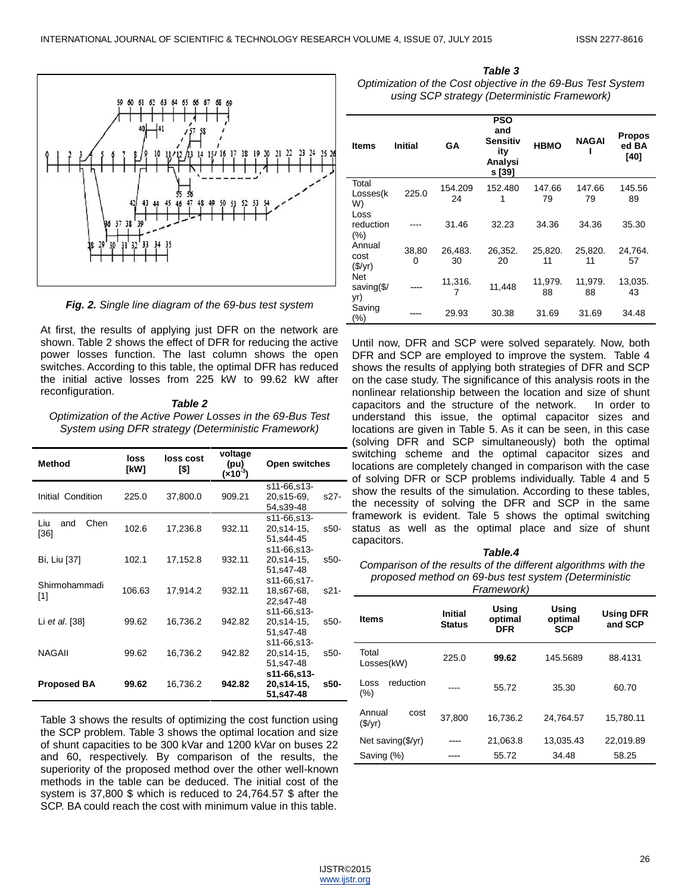*Fig. 2.* Single line diagram of the 69-bus test system

At first, the results of applying just DFR on the network are shown. Table 2 shows the effect of DFR for reducing the active power losses function. The last column shows the open switches. According to this table, the optimal DFR has reduced the initial active losses from 225 kW to 99.62 kW after reconfiguration.

***Table 2***
*Optimization of the Active Power Losses in the 69-Bus Test System using DFR strategy (Deterministic Framework)*

| Method | loss [kW] | loss cost [$] | voltage (pu) ($\times 10^{-3}$) | Open switches |
|---|---|---|---|---|
| Initial Condition | 225.0 | 37,800.0 | 909.21 | s11-66,s13-20,s15-69, s27-54,s39-48 |
| Liu and Chen [36] | 102.6 | 17,236.8 | 932.11 | s11-66,s13-20,s14-15, s50-51,s44-45 |
| Bi, Liu [37] | 102.1 | 17,152.8 | 932.11 | s11-66,s13-20,s14-15, s50-51,s47-48 |
| Shirmohammadi [1] | 106.63 | 17,914.2 | 932.11 | s11-66,s17-18,s67-68, s21-22,s47-48 |
| Li *et al*. [38] | 99.62 | 16,736.2 | 942.82 | s11-66,s13-20,s14-15, s50-51,s47-48 |
| NAGAII | 99.62 | 16,736.2 | 942.82 | s11-66,s13-20,s14-15, s50-51,s47-48 |
| **Proposed BA** | **99.62** | 16,736.2 | **942.82** | **s11-66,s13-20,s14-15, s50-51,s47-48** |

Table 3 shows the results of optimizing the cost function using the SCP problem. Table 3 shows the optimal location and size of shunt capacities to be 300 kVar and 1200 kVar on buses 22 and 60, respectively. By comparison of the results, the superiority of the proposed method over the other well-known methods in the table can be deduced. The initial cost of the system is 37,800 $ which is reduced to 24,764.57 $ after the SCP. BA could reach the cost with minimum value in this table.

***Table 3***
*Optimization of the Cost objective in the 69-Bus Test System using SCP strategy (Deterministic Framework)*

| Items | Initial | GA | PSO and Sensitivity Analysis [39] | HBMO | NAGAII | Proposed BA [40] |
|---|---|---|---|---|---|---|
| Total Losses(kW) | 225.0 | 154.20924 | 152.4801 | 147.6679 | 147.6679 | 145.5689 |
| Loss reduction (%) | ---- | 31.46 | 32.23 | 34.36 | 34.36 | 35.30 |
| Annual cost ($/yr) | 38,800 | 26,483.30 | 26,352.20 | 25,820.11 | 25,820.11 | 24,764.57 |
| Net saving($/yr) | ---- | 11,316.7 | 11,448 | 11,979.88 | 11,979.88 | 13,035.43 |
| Saving (%) | ---- | 29.93 | 30.38 | 31.69 | 31.69 | 34.48 |

Until now, DFR and SCP were solved separately. Now, both DFR and SCP are employed to improve the system. Table 4 shows the results of applying both strategies of DFR and SCP on the case study. The significance of this analysis roots in the nonlinear relationship between the location and size of shunt capacitors and the structure of the network. In order to understand this issue, the optimal capacitor sizes and locations are given in Table 5. As it can be seen, in this case (solving DFR and SCP simultaneously) both the optimal switching scheme and the optimal capacitor sizes and locations are completely changed in comparison with the case of solving DFR or SCP problems individually. Table 4 and 5 show the results of the simulation. According to these tables, the necessity of solving the DFR and SCP in the same framework is evident. Tale 5 shows the optimal switching status as well as the optimal place and size of shunt capacitors.

***Table.4***
*Comparison of the results of the different algorithms with the proposed method on 69-bus test system (Deterministic Framework)*

| Items | Initial Status | Using optimal DFR | Using optimal SCP | Using DFR and SCP |
|---|---|---|---|---|
| Total Losses(kW) | 225.0 | **99.62** | 145.5689 | 88.4131 |
| Loss reduction (%) | ---- | 55.72 | 35.30 | 60.70 |
| Annual cost ($/yr) | 37,800 | 16,736.2 | 24,764.57 | 15,780.11 |
| Net saving($/yr) | ---- | 21,063.8 | 13,035.43 | 22,019.89 |
| Saving (%) | ---- | 55.72 | 34.48 | 58.25 |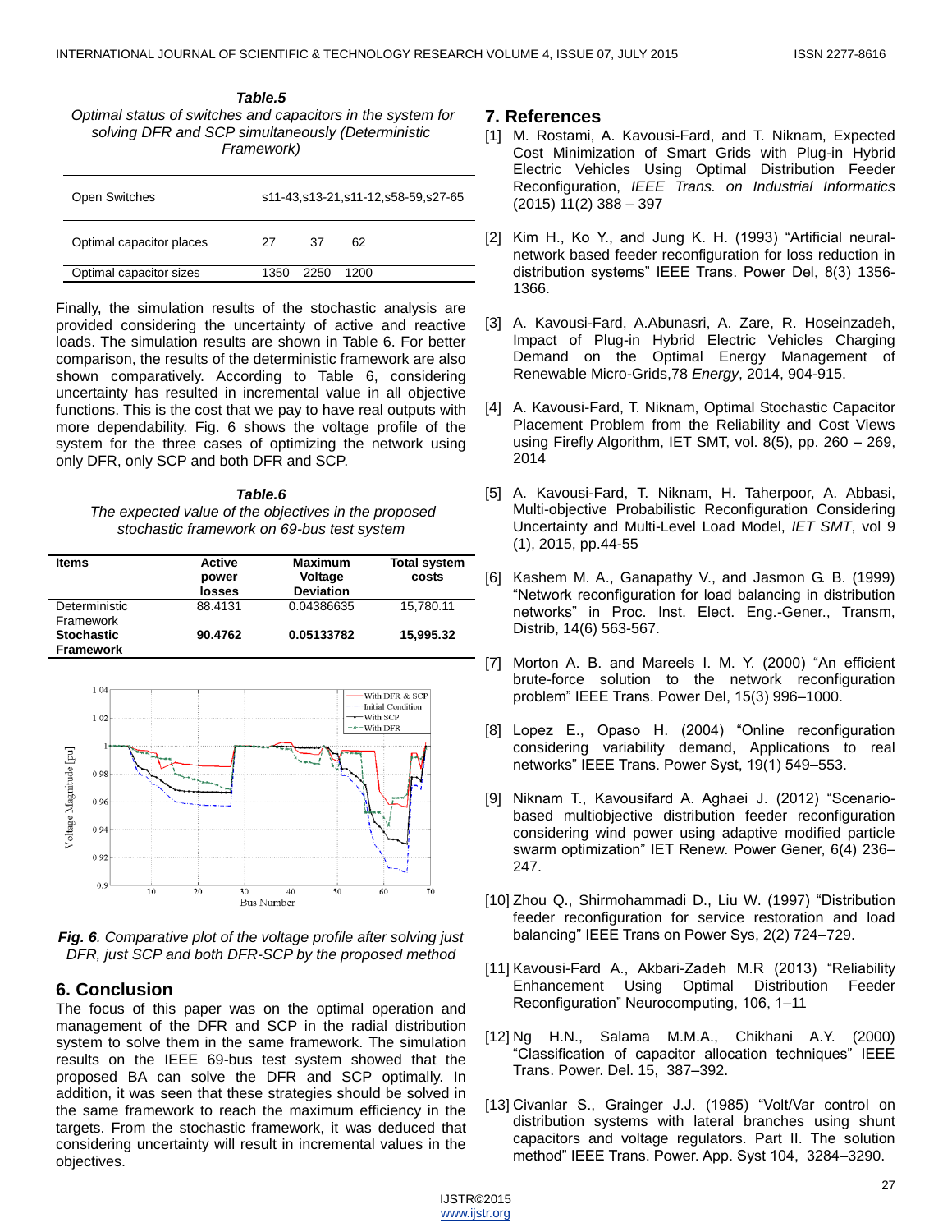***Table.5***

*Optimal status of switches and capacitors in the system for solving DFR and SCP simultaneously (Deterministic Framework)*

| | |
|---|---|
| Open Switches | s11-43,s13-21,s11-12,s58-59,s27-65 |
| Optimal capacitor places | 27 37 62 |
| Optimal capacitor sizes | 1350 2250 1200 |

Finally, the simulation results of the stochastic analysis are provided considering the uncertainty of active and reactive loads. The simulation results are shown in Table 6. For better comparison, the results of the deterministic framework are also shown comparatively. According to Table 6, considering uncertainty has resulted in incremental value in all objective functions. This is the cost that we pay to have real outputs with more dependability. Fig. 6 shows the voltage profile of the system for the three cases of optimizing the network using only DFR, only SCP and both DFR and SCP.

***Table.6***

*The expected value of the objectives in the proposed stochastic framework on 69-bus test system*

| Items | Active power losses | Maximum Voltage Deviation | Total system costs |
|---|---|---|---|
| Deterministic Framework | 88.4131 | 0.04386635 | 15,780.11 |
| **Stochastic Framework** | **90.4762** | **0.05133782** | **15,995.32** |

***Fig. 6****. Comparative plot of the voltage profile after solving just DFR, just SCP and both DFR-SCP by the proposed method*

## 6. Conclusion

The focus of this paper was on the optimal operation and management of the DFR and SCP in the radial distribution system to solve them in the same framework. The simulation results on the IEEE 69-bus test system showed that the proposed BA can solve the DFR and SCP optimally. In addition, it was seen that these strategies should be solved in the same framework to reach the maximum efficiency in the targets. From the stochastic framework, it was deduced that considering uncertainty will result in incremental values in the objectives.

## 7. References

[1] M. Rostami, A. Kavousi-Fard, and T. Niknam, Expected Cost Minimization of Smart Grids with Plug-in Hybrid Electric Vehicles Using Optimal Distribution Feeder Reconfiguration, *IEEE Trans. on Industrial Informatics* (2015) 11(2) 388 – 397

[2] Kim H., Ko Y., and Jung K. H. (1993) “Artificial neural-network based feeder reconfiguration for loss reduction in distribution systems” IEEE Trans. Power Del, 8(3) 1356-1366.

[3] A. Kavousi-Fard, A.Abunasri, A. Zare, R. Hoseinzadeh, Impact of Plug-in Hybrid Electric Vehicles Charging Demand on the Optimal Energy Management of Renewable Micro-Grids,78 *Energy*, 2014, 904-915.

[4] A. Kavousi-Fard, T. Niknam, Optimal Stochastic Capacitor Placement Problem from the Reliability and Cost Views using Firefly Algorithm, IET SMT, vol. 8(5), pp. 260 – 269, 2014

[5] A. Kavousi-Fard, T. Niknam, H. Taherpoor, A. Abbasi, Multi-objective Probabilistic Reconfiguration Considering Uncertainty and Multi-Level Load Model, *IET SMT*, vol 9 (1), 2015, pp.44-55

[6] Kashem M. A., Ganapathy V., and Jasmon G. B. (1999) “Network reconfiguration for load balancing in distribution networks” in Proc. Inst. Elect. Eng.-Gener., Transm, Distrib, 14(6) 563-567.

[7] Morton A. B. and Mareels I. M. Y. (2000) “An efficient brute-force solution to the network reconfiguration problem” IEEE Trans. Power Del, 15(3) 996–1000.

[8] Lopez E., Opaso H. (2004) “Online reconfiguration considering variability demand, Applications to real networks” IEEE Trans. Power Syst, 19(1) 549–553.

[9] Niknam T., Kavousifard A. Aghaei J. (2012) “Scenario-based multiobjective distribution feeder reconfiguration considering wind power using adaptive modified particle swarm optimization” IET Renew. Power Gener, 6(4) 236–247.

[10] Zhou Q., Shirmohammadi D., Liu W. (1997) “Distribution feeder reconfiguration for service restoration and load balancing” IEEE Trans on Power Sys, 2(2) 724–729.

[11] Kavousi-Fard A., Akbari-Zadeh M.R (2013) “Reliability Enhancement Using Optimal Distribution Feeder Reconfiguration” Neurocomputing, 106, 1–11

[12] Ng H.N., Salama M.M.A., Chikhani A.Y. (2000) “Classification of capacitor allocation techniques” IEEE Trans. Power. Del. 15, 387–392.

[13] Civanlar S., Grainger J.J. (1985) “Volt/Var control on distribution systems with lateral branches using shunt capacitors and voltage regulators. Part II. The solution method” IEEE Trans. Power. App. Syst 104, 3284–3290.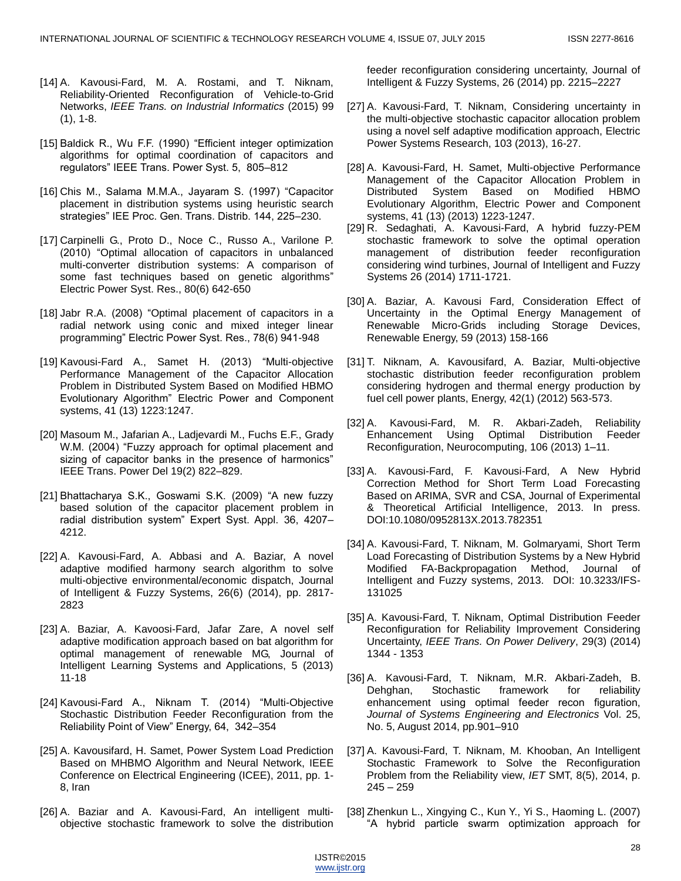[14] A. Kavousi-Fard, M. A. Rostami, and T. Niknam, Reliability-Oriented Reconfiguration of Vehicle-to-Grid Networks, *IEEE Trans. on Industrial Informatics* (2015) 99 (1), 1-8.

[15] Baldick R., Wu F.F. (1990) "Efficient integer optimization algorithms for optimal coordination of capacitors and regulators" IEEE Trans. Power Syst. 5, 805–812

[16] Chis M., Salama M.M.A., Jayaram S. (1997) "Capacitor placement in distribution systems using heuristic search strategies" IEE Proc. Gen. Trans. Distrib. 144, 225–230.

[17] Carpinelli G., Proto D., Noce C., Russo A., Varilone P. (2010) "Optimal allocation of capacitors in unbalanced multi-converter distribution systems: A comparison of some fast techniques based on genetic algorithms" Electric Power Syst. Res., 80(6) 642-650

[18] Jabr R.A. (2008) "Optimal placement of capacitors in a radial network using conic and mixed integer linear programming" Electric Power Syst. Res., 78(6) 941-948

[19] Kavousi-Fard A., Samet H. (2013) "Multi-objective Performance Management of the Capacitor Allocation Problem in Distributed System Based on Modified HBMO Evolutionary Algorithm" Electric Power and Component systems, 41 (13) 1223:1247.

[20] Masoum M., Jafarian A., Ladjevardi M., Fuchs E.F., Grady W.M. (2004) "Fuzzy approach for optimal placement and sizing of capacitor banks in the presence of harmonics" IEEE Trans. Power Del 19(2) 822–829.

[21] Bhattacharya S.K., Goswami S.K. (2009) "A new fuzzy based solution of the capacitor placement problem in radial distribution system" Expert Syst. Appl. 36, 4207–4212.

[22] A. Kavousi-Fard, A. Abbasi and A. Baziar, A novel adaptive modified harmony search algorithm to solve multi-objective environmental/economic dispatch, Journal of Intelligent & Fuzzy Systems, 26(6) (2014), pp. 2817-2823

[23] A. Baziar, A. Kavoosi-Fard, Jafar Zare, A novel self adaptive modification approach based on bat algorithm for optimal management of renewable MG, Journal of Intelligent Learning Systems and Applications, 5 (2013) 11-18

[24] Kavousi-Fard A., Niknam T. (2014) "Multi-Objective Stochastic Distribution Feeder Reconfiguration from the Reliability Point of View" Energy, 64, 342–354

[25] A. Kavousifard, H. Samet, Power System Load Prediction Based on MHBMO Algorithm and Neural Network, IEEE Conference on Electrical Engineering (ICEE), 2011, pp. 1-8, Iran

[26] A. Baziar and A. Kavousi-Fard, An intelligent multi-objective stochastic framework to solve the distribution feeder reconfiguration considering uncertainty, Journal of Intelligent & Fuzzy Systems, 26 (2014) pp. 2215–2227

[27] A. Kavousi-Fard, T. Niknam, Considering uncertainty in the multi-objective stochastic capacitor allocation problem using a novel self adaptive modification approach, Electric Power Systems Research, 103 (2013), 16-27.

[28] A. Kavousi-Fard, H. Samet, Multi-objective Performance Management of the Capacitor Allocation Problem in Distributed System Based on Modified HBMO Evolutionary Algorithm, Electric Power and Component systems, 41 (13) (2013) 1223-1247.

[29] R. Sedaghati, A. Kavousi-Fard, A hybrid fuzzy-PEM stochastic framework to solve the optimal operation management of distribution feeder reconfiguration considering wind turbines, Journal of Intelligent and Fuzzy Systems 26 (2014) 1711-1721.

[30] A. Baziar, A. Kavousi Fard, Consideration Effect of Uncertainty in the Optimal Energy Management of Renewable Micro-Grids including Storage Devices, Renewable Energy, 59 (2013) 158-166

[31] T. Niknam, A. Kavousifard, A. Baziar, Multi-objective stochastic distribution feeder reconfiguration problem considering hydrogen and thermal energy production by fuel cell power plants, Energy, 42(1) (2012) 563-573.

[32] A. Kavousi-Fard, M. R. Akbari-Zadeh, Reliability Enhancement Using Optimal Distribution Feeder Reconfiguration, Neurocomputing, 106 (2013) 1–11.

[33] A. Kavousi-Fard, F. Kavousi-Fard, A New Hybrid Correction Method for Short Term Load Forecasting Based on ARIMA, SVR and CSA, Journal of Experimental & Theoretical Artificial Intelligence, 2013. In press. DOI:10.1080/0952813X.2013.782351

[34] A. Kavousi-Fard, T. Niknam, M. Golmaryami, Short Term Load Forecasting of Distribution Systems by a New Hybrid Modified FA-Backpropagation Method, Journal of Intelligent and Fuzzy systems, 2013. DOI: 10.3233/IFS-131025

[35] A. Kavousi-Fard, T. Niknam, Optimal Distribution Feeder Reconfiguration for Reliability Improvement Considering Uncertainty, *IEEE Trans. On Power Delivery*, 29(3) (2014) 1344 - 1353

[36] A. Kavousi-Fard, T. Niknam, M.R. Akbari-Zadeh, B. Dehghan, Stochastic framework for reliability enhancement using optimal feeder recon figuration, *Journal of Systems Engineering and Electronics* Vol. 25, No. 5, August 2014, pp.901–910

[37] A. Kavousi-Fard, T. Niknam, M. Khooban, An Intelligent Stochastic Framework to Solve the Reconfiguration Problem from the Reliability view, *IET* SMT, 8(5), 2014, p. 245 – 259

[38] Zhenkun L., Xingying C., Kun Y., Yi S., Haoming L. (2007) "A hybrid particle swarm optimization approach for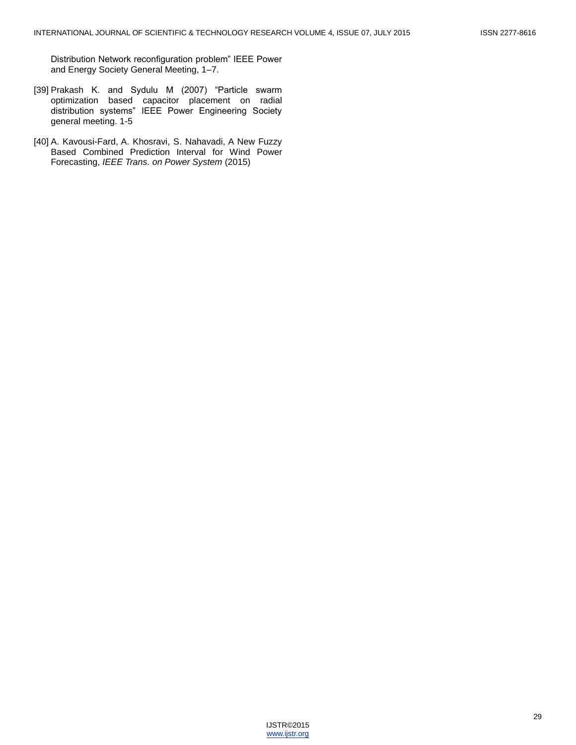Distribution Network reconfiguration problem" IEEE Power and Energy Society General Meeting, 1–7.

[39] Prakash K. and Sydulu M (2007) "Particle swarm optimization based capacitor placement on radial distribution systems" IEEE Power Engineering Society general meeting. 1-5

[40] A. Kavousi-Fard, A. Khosravi, S. Nahavadi, A New Fuzzy Based Combined Prediction Interval for Wind Power Forecasting, *IEEE Trans. on Power System* (2015)